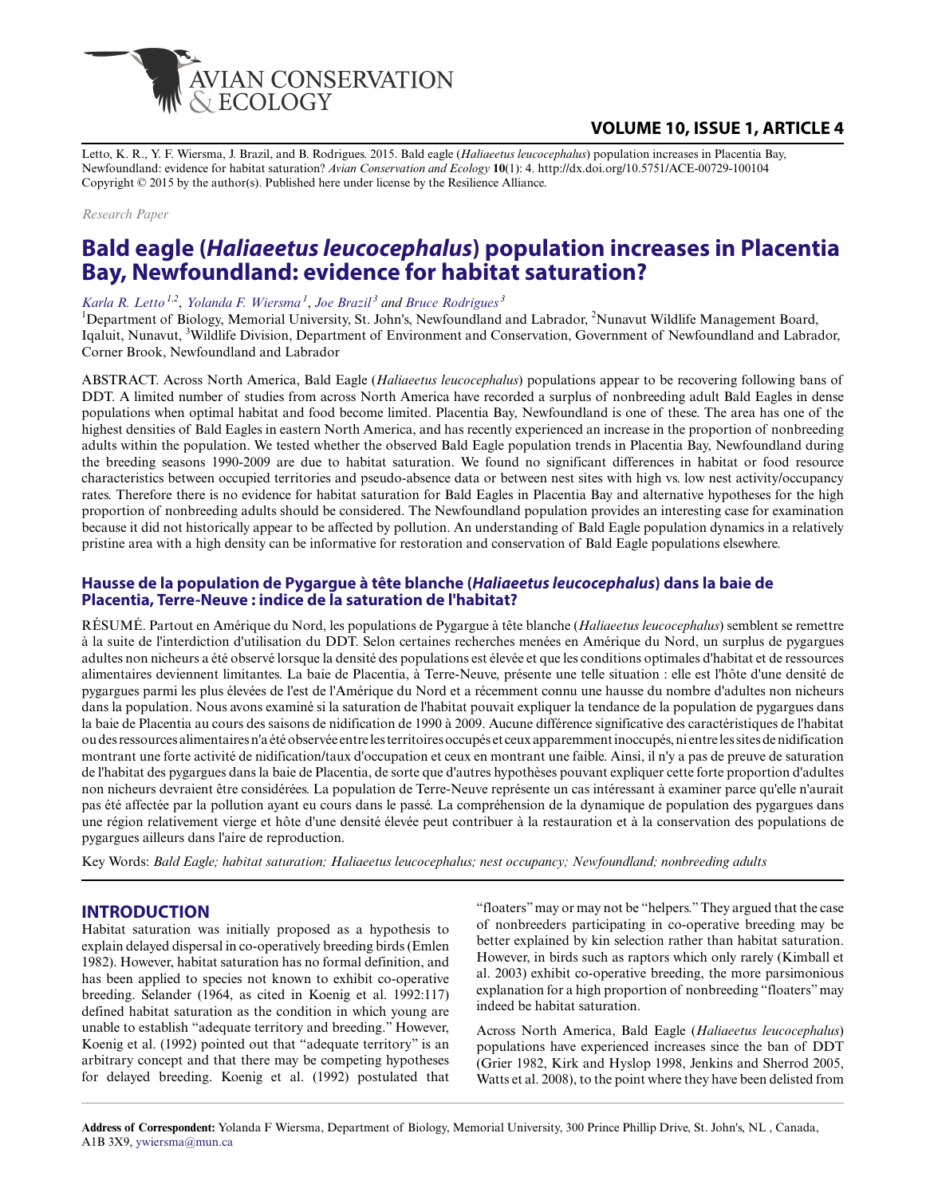Letto, K. R., Y. F. Wiersma, J. Brazil, and B. Rodrigues. 2015. Bald eagle (*Haliaeetus leucocephalus*) population increases in Placentia Bay, Newfoundland: evidence for habitat saturation? *Avian Conservation and Ecology* **10**(1): 4. http://dx.doi.org/10.5751/ACE-00729-100104
Copyright © 2015 by the author(s). Published here under license by the Resilience Alliance.

*Research Paper*

# Bald eagle (*Haliaeetus leucocephalus*) population increases in Placentia Bay, Newfoundland: evidence for habitat saturation?

*Karla R. Letto* [1,2], *Yolanda F. Wiersma* [1], *Joe Brazil* [3] and *Bruce Rodrigues* [3]

[1]Department of Biology, Memorial University, St. John's, Newfoundland and Labrador, [2]Nunavut Wildlife Management Board, Iqaluit, Nunavut, [3]Wildlife Division, Department of Environment and Conservation, Government of Newfoundland and Labrador, Corner Brook, Newfoundland and Labrador

ABSTRACT. Across North America, Bald Eagle (*Haliaeetus leucocephalus*) populations appear to be recovering following bans of DDT. A limited number of studies from across North America have recorded a surplus of nonbreeding adult Bald Eagles in dense populations when optimal habitat and food become limited. Placentia Bay, Newfoundland is one of these. The area has one of the highest densities of Bald Eagles in eastern North America, and has recently experienced an increase in the proportion of nonbreeding adults within the population. We tested whether the observed Bald Eagle population trends in Placentia Bay, Newfoundland during the breeding seasons 1990-2009 are due to habitat saturation. We found no significant differences in habitat or food resource characteristics between occupied territories and pseudo-absence data or between nest sites with high vs. low nest activity/occupancy rates. Therefore there is no evidence for habitat saturation for Bald Eagles in Placentia Bay and alternative hypotheses for the high proportion of nonbreeding adults should be considered. The Newfoundland population provides an interesting case for examination because it did not historically appear to be affected by pollution. An understanding of Bald Eagle population dynamics in a relatively pristine area with a high density can be informative for restoration and conservation of Bald Eagle populations elsewhere.

## Hausse de la population de Pygargue à tête blanche (*Haliaeetus leucocephalus*) dans la baie de Placentia, Terre-Neuve : indice de la saturation de l'habitat?

RÉSUMÉ. Partout en Amérique du Nord, les populations de Pygargue à tête blanche (*Haliaeetus leucocephalus*) semblent se remettre à la suite de l'interdiction d'utilisation du DDT. Selon certaines recherches menées en Amérique du Nord, un surplus de pygargues adultes non nicheurs a été observé lorsque la densité des populations est élevée et que les conditions optimales d'habitat et de ressources alimentaires deviennent limitantes. La baie de Placentia, à Terre-Neuve, présente une telle situation : elle est l'hôte d'une densité de pygargues parmi les plus élevées de l'est de l'Amérique du Nord et a récemment connu une hausse du nombre d'adultes non nicheurs dans la population. Nous avons examiné si la saturation de l'habitat pouvait expliquer la tendance de la population de pygargues dans la baie de Placentia au cours des saisons de nidification de 1990 à 2009. Aucune différence significative des caractéristiques de l'habitat ou des ressources alimentaires n'a été observée entre les territoires occupés et ceux apparemment inoccupés, ni entre les sites de nidification montrant une forte activité de nidification/taux d'occupation et ceux en montrant une faible. Ainsi, il n'y a pas de preuve de saturation de l'habitat des pygargues dans la baie de Placentia, de sorte que d'autres hypothèses pouvant expliquer cette forte proportion d'adultes non nicheurs devraient être considérées. La population de Terre-Neuve représente un cas intéressant à examiner parce qu'elle n'aurait pas été affectée par la pollution ayant eu cours dans le passé. La compréhension de la dynamique de population des pygargues dans une région relativement vierge et hôte d'une densité élevée peut contribuer à la restauration et à la conservation des populations de pygargues ailleurs dans l'aire de reproduction.

Key Words: *Bald Eagle; habitat saturation; Haliaeetus leucocephalus; nest occupancy; Newfoundland; nonbreeding adults*

## INTRODUCTION

Habitat saturation was initially proposed as a hypothesis to explain delayed dispersal in co-operatively breeding birds (Emlen 1982). However, habitat saturation has no formal definition, and has been applied to species not known to exhibit co-operative breeding. Selander (1964, as cited in Koenig et al. 1992:117) defined habitat saturation as the condition in which young are unable to establish "adequate territory and breeding." However, Koenig et al. (1992) pointed out that "adequate territory" is an arbitrary concept and that there may be competing hypotheses for delayed breeding. Koenig et al. (1992) postulated that "floaters" may or may not be "helpers." They argued that the case of nonbreeders participating in co-operative breeding may be better explained by kin selection rather than habitat saturation. However, in birds such as raptors which only rarely (Kimball et al. 2003) exhibit co-operative breeding, the more parsimonious explanation for a high proportion of nonbreeding "floaters" may indeed be habitat saturation.

Across North America, Bald Eagle (*Haliaeetus leucocephalus*) populations have experienced increases since the ban of DDT (Grier 1982, Kirk and Hyslop 1998, Jenkins and Sherrod 2005, Watts et al. 2008), to the point where they have been delisted from

**Address of Correspondent:** Yolanda F Wiersma, Department of Biology, Memorial University, 300 Prince Phillip Drive, St. John's, NL , Canada, A1B 3X9, ywiersma@mun.ca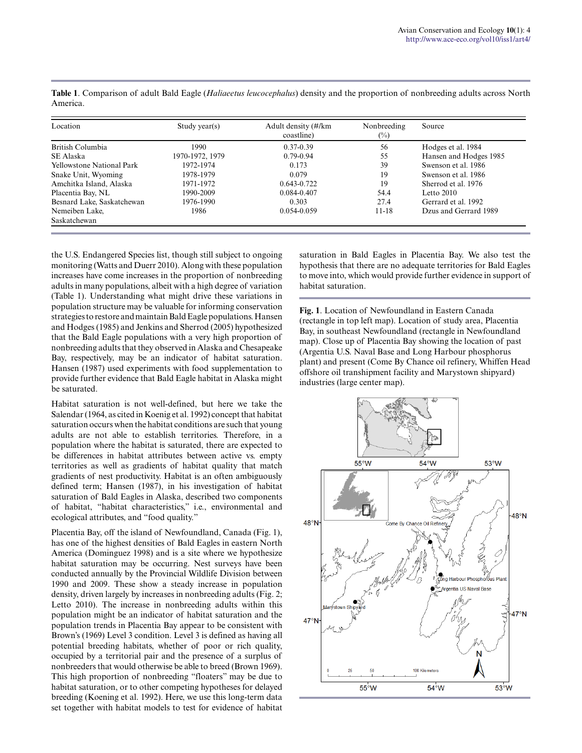**Table 1**. Comparison of adult Bald Eagle (*Haliaeetus leucocephalus*) density and the proportion of nonbreeding adults across North America.

| Location | Study year(s) | Adult density (#/km coastline) | Nonbreeding (%) | Source |
|---|---|---|---|---|
| British Columbia | 1990 | 0.37-0.39 | 56 | Hodges et al. 1984 |
| SE Alaska | 1970-1972, 1979 | 0.79-0.94 | 55 | Hansen and Hodges 1985 |
| Yellowstone National Park | 1972-1974 | 0.173 | 39 | Swenson et al. 1986 |
| Snake Unit, Wyoming | 1978-1979 | 0.079 | 19 | Swenson et al. 1986 |
| Amchitka Island, Alaska | 1971-1972 | 0.643-0.722 | 19 | Sherrod et al. 1976 |
| Placentia Bay, NL | 1990-2009 | 0.084-0.407 | 54.4 | Letto 2010 |
| Besnard Lake, Saskatchewan | 1976-1990 | 0.303 | 27.4 | Gerrard et al. 1992 |
| Nemeiben Lake, Saskatchewan | 1986 | 0.054-0.059 | 11-18 | Dzus and Gerrard 1989 |

the U.S. Endangered Species list, though still subject to ongoing monitoring (Watts and Duerr 2010). Along with these population increases have come increases in the proportion of nonbreeding adults in many populations, albeit with a high degree of variation (Table 1). Understanding what might drive these variations in population structure may be valuable for informing conservation strategies to restore and maintain Bald Eagle populations. Hansen and Hodges (1985) and Jenkins and Sherrod (2005) hypothesized that the Bald Eagle populations with a very high proportion of nonbreeding adults that they observed in Alaska and Chesapeake Bay, respectively, may be an indicator of habitat saturation. Hansen (1987) used experiments with food supplementation to provide further evidence that Bald Eagle habitat in Alaska might be saturated.

Habitat saturation is not well-defined, but here we take the Salendar (1964, as cited in Koenig et al. 1992) concept that habitat saturation occurs when the habitat conditions are such that young adults are not able to establish territories. Therefore, in a population where the habitat is saturated, there are expected to be differences in habitat attributes between active vs. empty territories as well as gradients of habitat quality that match gradients of nest productivity. Habitat is an often ambiguously defined term; Hansen (1987), in his investigation of habitat saturation of Bald Eagles in Alaska, described two components of habitat, "habitat characteristics," i.e., environmental and ecological attributes, and "food quality."

Placentia Bay, off the island of Newfoundland, Canada (Fig. 1), has one of the highest densities of Bald Eagles in eastern North America (Dominguez 1998) and is a site where we hypothesize habitat saturation may be occurring. Nest surveys have been conducted annually by the Provincial Wildlife Division between 1990 and 2009. These show a steady increase in population density, driven largely by increases in nonbreeding adults (Fig. 2; Letto 2010). The increase in nonbreeding adults within this population might be an indicator of habitat saturation and the population trends in Placentia Bay appear to be consistent with Brown's (1969) Level 3 condition. Level 3 is defined as having all potential breeding habitats, whether of poor or rich quality, occupied by a territorial pair and the presence of a surplus of nonbreeders that would otherwise be able to breed (Brown 1969). This high proportion of nonbreeding "floaters" may be due to habitat saturation, or to other competing hypotheses for delayed breeding (Koening et al. 1992). Here, we use this long-term data set together with habitat models to test for evidence of habitat saturation in Bald Eagles in Placentia Bay. We also test the hypothesis that there are no adequate territories for Bald Eagles to move into, which would provide further evidence in support of habitat saturation.

**Fig. 1**. Location of Newfoundland in Eastern Canada (rectangle in top left map). Location of study area, Placentia Bay, in southeast Newfoundland (rectangle in Newfoundland map). Close up of Placentia Bay showing the location of past (Argentia U.S. Naval Base and Long Harbour phosphorus plant) and present (Come By Chance oil refinery, Whiffen Head offshore oil transhipment facility and Marystown shipyard) industries (large center map).

55°W
54°W
53°W
48°N
47°N
Come By Chance Oil Refinery
Long Harbour Phosphorous Plant
Argentia US Naval Base
Marystown Shipyard
N
0 25 50 100 Kilometers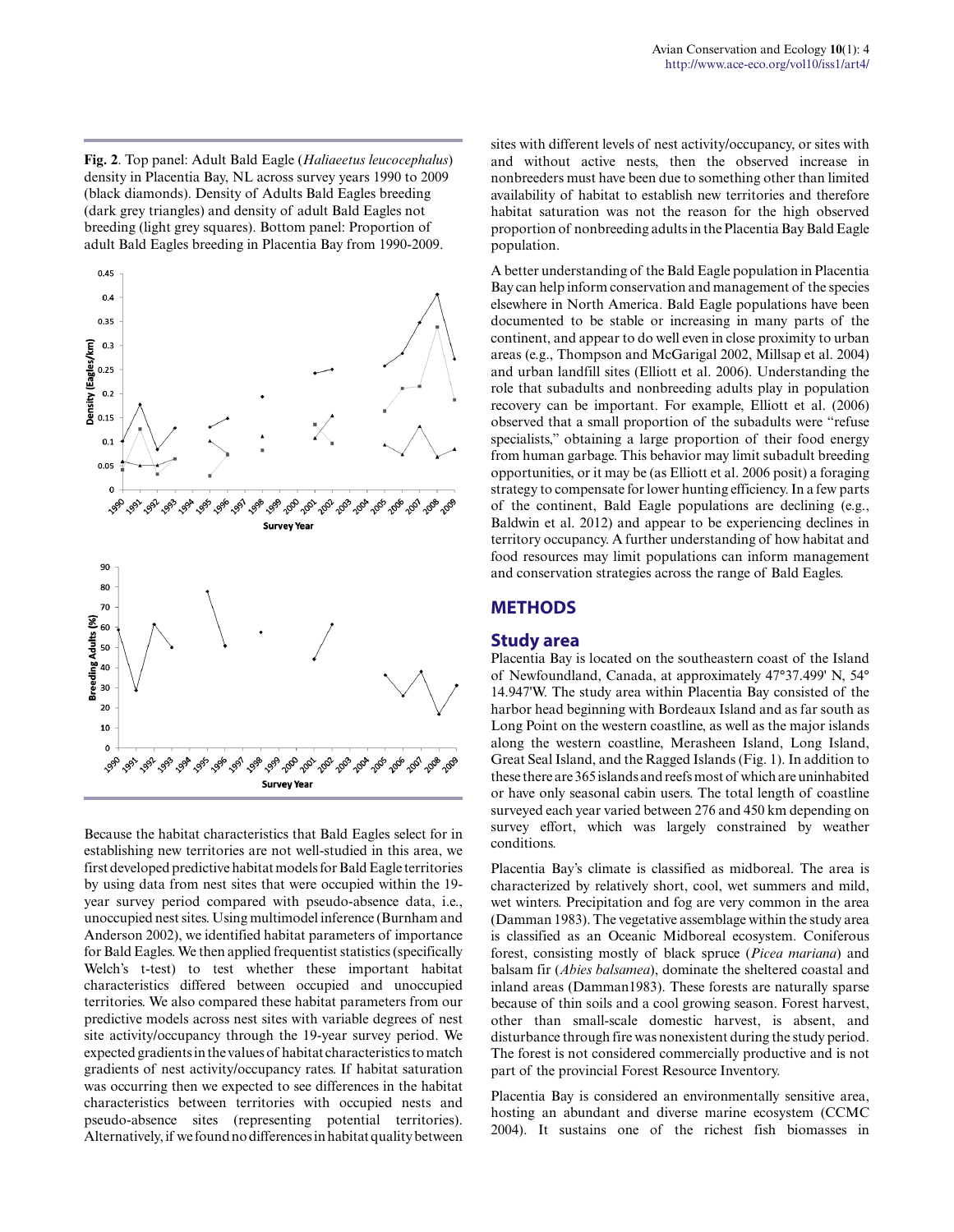**Fig. 2**. Top panel: Adult Bald Eagle (*Haliaeetus leucocephalus*) density in Placentia Bay, NL across survey years 1990 to 2009 (black diamonds). Density of Adults Bald Eagles breeding (dark grey triangles) and density of adult Bald Eagles not breeding (light grey squares). Bottom panel: Proportion of adult Bald Eagles breeding in Placentia Bay from 1990-2009.

Density (Eagles/km)

0.45
0.4
0.35
0.3
0.25
0.2
0.15
0.1
0.05
0

1990 1991 1992 1993 1994 1995 1996 1997 1998 1999 2000 2001 2002 2003 2004 2005 2006 2007 2008 2009

Survey Year

Breeding Adults (%)

90
80
70
60
50
40
30
20
10
0

1990 1991 1992 1993 1994 1995 1996 1997 1998 1999 2000 2001 2002 2003 2004 2005 2006 2007 2008 2009

Survey Year

Because the habitat characteristics that Bald Eagles select for in establishing new territories are not well-studied in this area, we first developed predictive habitat models for Bald Eagle territories by using data from nest sites that were occupied within the 19-year survey period compared with pseudo-absence data, i.e., unoccupied nest sites. Using multimodel inference (Burnham and Anderson 2002), we identified habitat parameters of importance for Bald Eagles. We then applied frequentist statistics (specifically Welch's t-test) to test whether these important habitat characteristics differed between occupied and unoccupied territories. We also compared these habitat parameters from our predictive models across nest sites with variable degrees of nest site activity/occupancy through the 19-year survey period. We expected gradients in the values of habitat characteristics to match gradients of nest activity/occupancy rates. If habitat saturation was occurring then we expected to see differences in the habitat characteristics between territories with occupied nests and pseudo-absence sites (representing potential territories). Alternatively, if we found no differences in habitat quality between sites with different levels of nest activity/occupancy, or sites with and without active nests, then the observed increase in nonbreeders must have been due to something other than limited availability of habitat to establish new territories and therefore habitat saturation was not the reason for the high observed proportion of nonbreeding adults in the Placentia Bay Bald Eagle population.

A better understanding of the Bald Eagle population in Placentia Bay can help inform conservation and management of the species elsewhere in North America. Bald Eagle populations have been documented to be stable or increasing in many parts of the continent, and appear to do well even in close proximity to urban areas (e.g., Thompson and McGarigal 2002, Millsap et al. 2004) and urban landfill sites (Elliott et al. 2006). Understanding the role that subadults and nonbreeding adults play in population recovery can be important. For example, Elliott et al. (2006) observed that a small proportion of the subadults were "refuse specialists," obtaining a large proportion of their food energy from human garbage. This behavior may limit subadult breeding opportunities, or it may be (as Elliott et al. 2006 posit) a foraging strategy to compensate for lower hunting efficiency. In a few parts of the continent, Bald Eagle populations are declining (e.g., Baldwin et al. 2012) and appear to be experiencing declines in territory occupancy. A further understanding of how habitat and food resources may limit populations can inform management and conservation strategies across the range of Bald Eagles.

## METHODS

### Study area

Placentia Bay is located on the southeastern coast of the Island of Newfoundland, Canada, at approximately 47°37.499' N, 54° 14.947'W. The study area within Placentia Bay consisted of the harbor head beginning with Bordeaux Island and as far south as Long Point on the western coastline, as well as the major islands along the western coastline, Merasheen Island, Long Island, Great Seal Island, and the Ragged Islands (Fig. 1). In addition to these there are 365 islands and reefs most of which are uninhabited or have only seasonal cabin users. The total length of coastline surveyed each year varied between 276 and 450 km depending on survey effort, which was largely constrained by weather conditions.

Placentia Bay's climate is classified as midboreal. The area is characterized by relatively short, cool, wet summers and mild, wet winters. Precipitation and fog are very common in the area (Damman 1983). The vegetative assemblage within the study area is classified as an Oceanic Midboreal ecosystem. Coniferous forest, consisting mostly of black spruce (*Picea mariana*) and balsam fir (*Abies balsamea*), dominate the sheltered coastal and inland areas (Damman1983). These forests are naturally sparse because of thin soils and a cool growing season. Forest harvest, other than small-scale domestic harvest, is absent, and disturbance through fire was nonexistent during the study period. The forest is not considered commercially productive and is not part of the provincial Forest Resource Inventory.

Placentia Bay is considered an environmentally sensitive area, hosting an abundant and diverse marine ecosystem (CCMC 2004). It sustains one of the richest fish biomasses in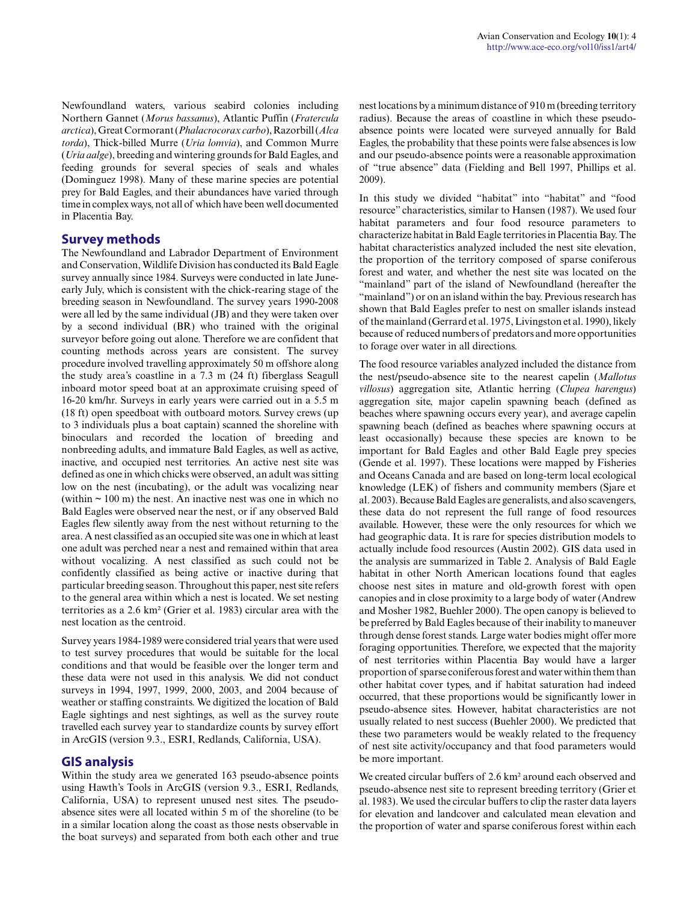Newfoundland waters, various seabird colonies including Northern Gannet (*Morus bassanus*), Atlantic Puffin (*Fratercula arctica*), Great Cormorant (*Phalacrocorax carbo*), Razorbill (*Alca torda*), Thick-billed Murre (*Uria lomvia*), and Common Murre (*Uria aalge*), breeding and wintering grounds for Bald Eagles, and feeding grounds for several species of seals and whales (Dominguez 1998). Many of these marine species are potential prey for Bald Eagles, and their abundances have varied through time in complex ways, not all of which have been well documented in Placentia Bay.

## Survey methods

The Newfoundland and Labrador Department of Environment and Conservation, Wildlife Division has conducted its Bald Eagle survey annually since 1984. Surveys were conducted in late June-early July, which is consistent with the chick-rearing stage of the breeding season in Newfoundland. The survey years 1990-2008 were all led by the same individual (JB) and they were taken over by a second individual (BR) who trained with the original surveyor before going out alone. Therefore we are confident that counting methods across years are consistent. The survey procedure involved travelling approximately 50 m offshore along the study area's coastline in a 7.3 m (24 ft) fiberglass Seagull inboard motor speed boat at an approximate cruising speed of 16-20 km/hr. Surveys in early years were carried out in a 5.5 m (18 ft) open speedboat with outboard motors. Survey crews (up to 3 individuals plus a boat captain) scanned the shoreline with binoculars and recorded the location of breeding and nonbreeding adults, and immature Bald Eagles, as well as active, inactive, and occupied nest territories. An active nest site was defined as one in which chicks were observed, an adult was sitting low on the nest (incubating), or the adult was vocalizing near (within ~ 100 m) the nest. An inactive nest was one in which no Bald Eagles were observed near the nest, or if any observed Bald Eagles flew silently away from the nest without returning to the area. A nest classified as an occupied site was one in which at least one adult was perched near a nest and remained within that area without vocalizing. A nest classified as such could not be confidently classified as being active or inactive during that particular breeding season. Throughout this paper, nest site refers to the general area within which a nest is located. We set nesting territories as a 2.6 km² (Grier et al. 1983) circular area with the nest location as the centroid.

Survey years 1984-1989 were considered trial years that were used to test survey procedures that would be suitable for the local conditions and that would be feasible over the longer term and these data were not used in this analysis. We did not conduct surveys in 1994, 1997, 1999, 2000, 2003, and 2004 because of weather or staffing constraints. We digitized the location of Bald Eagle sightings and nest sightings, as well as the survey route travelled each survey year to standardize counts by survey effort in ArcGIS (version 9.3., ESRI, Redlands, California, USA).

## GIS analysis

Within the study area we generated 163 pseudo-absence points using Hawth's Tools in ArcGIS (version 9.3., ESRI, Redlands, California, USA) to represent unused nest sites. The pseudo-absence sites were all located within 5 m of the shoreline (to be in a similar location along the coast as those nests observable in the boat surveys) and separated from both each other and true nest locations by a minimum distance of 910 m (breeding territory radius). Because the areas of coastline in which these pseudo-absence points were located were surveyed annually for Bald Eagles, the probability that these points were false absences is low and our pseudo-absence points were a reasonable approximation of "true absence" data (Fielding and Bell 1997, Phillips et al. 2009).

In this study we divided "habitat" into "habitat" and "food resource" characteristics, similar to Hansen (1987). We used four habitat parameters and four food resource parameters to characterize habitat in Bald Eagle territories in Placentia Bay. The habitat characteristics analyzed included the nest site elevation, the proportion of the territory composed of sparse coniferous forest and water, and whether the nest site was located on the "mainland" part of the island of Newfoundland (hereafter the "mainland") or on an island within the bay. Previous research has shown that Bald Eagles prefer to nest on smaller islands instead of the mainland (Gerrard et al. 1975, Livingston et al. 1990), likely because of reduced numbers of predators and more opportunities to forage over water in all directions.

The food resource variables analyzed included the distance from the nest/pseudo-absence site to the nearest capelin (*Mallotus villosus*) aggregation site, Atlantic herring (*Clupea harengus*) aggregation site, major capelin spawning beach (defined as beaches where spawning occurs every year), and average capelin spawning beach (defined as beaches where spawning occurs at least occasionally) because these species are known to be important for Bald Eagles and other Bald Eagle prey species (Gende et al. 1997). These locations were mapped by Fisheries and Oceans Canada and are based on long-term local ecological knowledge (LEK) of fishers and community members (Sjare et al. 2003). Because Bald Eagles are generalists, and also scavengers, these data do not represent the full range of food resources available. However, these were the only resources for which we had geographic data. It is rare for species distribution models to actually include food resources (Austin 2002). GIS data used in the analysis are summarized in Table 2. Analysis of Bald Eagle habitat in other North American locations found that eagles choose nest sites in mature and old-growth forest with open canopies and in close proximity to a large body of water (Andrew and Mosher 1982, Buehler 2000). The open canopy is believed to be preferred by Bald Eagles because of their inability to maneuver through dense forest stands. Large water bodies might offer more foraging opportunities. Therefore, we expected that the majority of nest territories within Placentia Bay would have a larger proportion of sparse coniferous forest and water within them than other habitat cover types, and if habitat saturation had indeed occurred, that these proportions would be significantly lower in pseudo-absence sites. However, habitat characteristics are not usually related to nest success (Buehler 2000). We predicted that these two parameters would be weakly related to the frequency of nest site activity/occupancy and that food parameters would be more important.

We created circular buffers of 2.6 km² around each observed and pseudo-absence nest site to represent breeding territory (Grier et al. 1983). We used the circular buffers to clip the raster data layers for elevation and landcover and calculated mean elevation and the proportion of water and sparse coniferous forest within each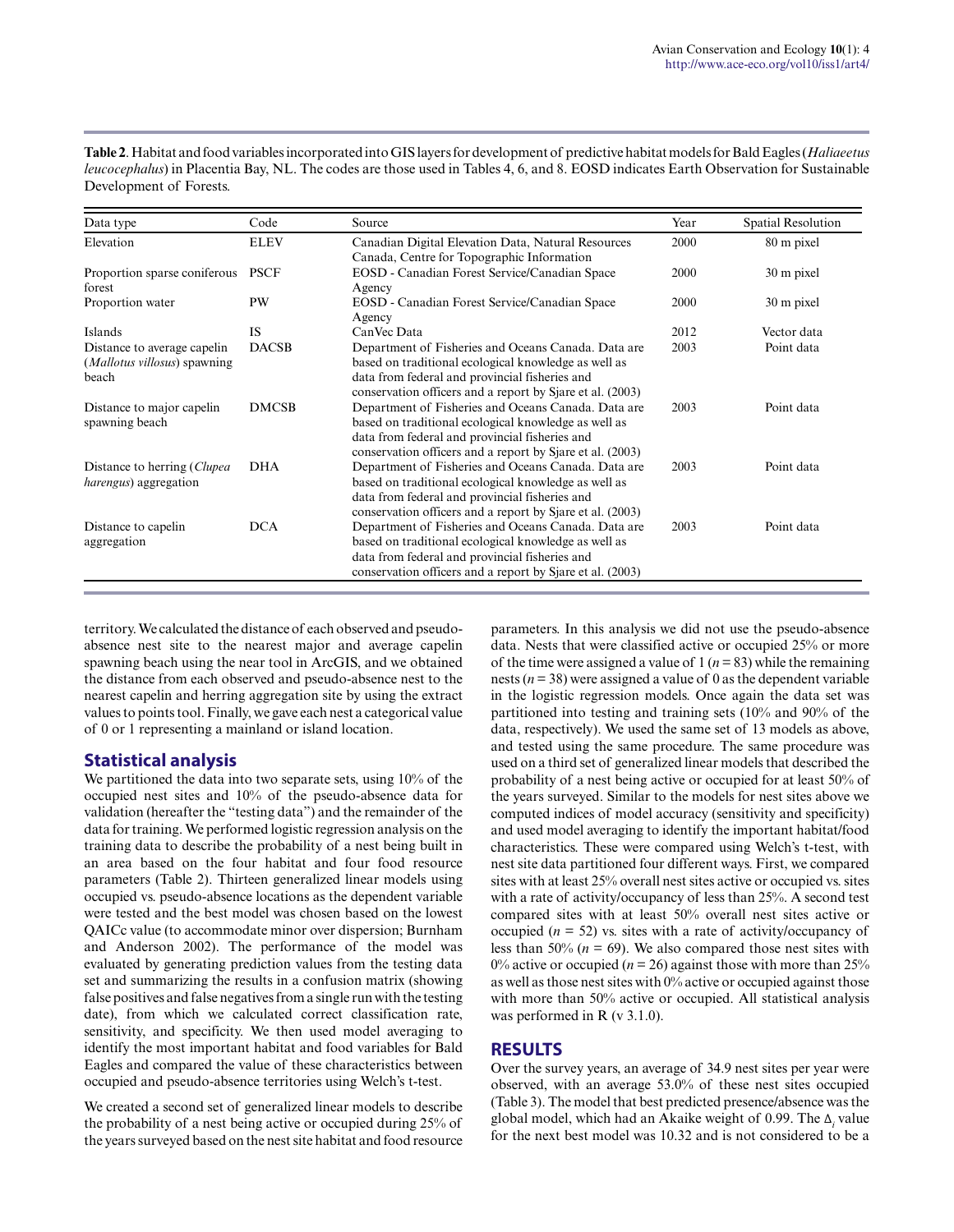**Table 2**. Habitat and food variables incorporated into GIS layers for development of predictive habitat models for Bald Eagles (*Haliaeetus leucocephalus*) in Placentia Bay, NL. The codes are those used in Tables 4, 6, and 8. EOSD indicates Earth Observation for Sustainable Development of Forests.

| Data type | Code | Source | Year | Spatial Resolution |
|---|---|---|---|---|
| Elevation | ELEV | Canadian Digital Elevation Data, Natural Resources Canada, Centre for Topographic Information | 2000 | 80 m pixel |
| Proportion sparse coniferous forest | PSCF | EOSD - Canadian Forest Service/Canadian Space Agency | 2000 | 30 m pixel |
| Proportion water | PW | EOSD - Canadian Forest Service/Canadian Space Agency | 2000 | 30 m pixel |
| Islands | IS | CanVec Data | 2012 | Vector data |
| Distance to average capelin (*Mallotus villosus*) spawning beach | DACSB | Department of Fisheries and Oceans Canada. Data are based on traditional ecological knowledge as well as data from federal and provincial fisheries and conservation officers and a report by Sjare et al. (2003) | 2003 | Point data |
| Distance to major capelin spawning beach | DMCSB | Department of Fisheries and Oceans Canada. Data are based on traditional ecological knowledge as well as data from federal and provincial fisheries and conservation officers and a report by Sjare et al. (2003) | 2003 | Point data |
| Distance to herring (*Clupea harengus*) aggregation | DHA | Department of Fisheries and Oceans Canada. Data are based on traditional ecological knowledge as well as data from federal and provincial fisheries and conservation officers and a report by Sjare et al. (2003) | 2003 | Point data |
| Distance to capelin aggregation | DCA | Department of Fisheries and Oceans Canada. Data are based on traditional ecological knowledge as well as data from federal and provincial fisheries and conservation officers and a report by Sjare et al. (2003) | 2003 | Point data |

territory. We calculated the distance of each observed and pseudo-absence nest site to the nearest major and average capelin spawning beach using the near tool in ArcGIS, and we obtained the distance from each observed and pseudo-absence nest to the nearest capelin and herring aggregation site by using the extract values to points tool. Finally, we gave each nest a categorical value of 0 or 1 representing a mainland or island location.

## Statistical analysis

We partitioned the data into two separate sets, using 10% of the occupied nest sites and 10% of the pseudo-absence data for validation (hereafter the "testing data") and the remainder of the data for training. We performed logistic regression analysis on the training data to describe the probability of a nest being built in an area based on the four habitat and four food resource parameters (Table 2). Thirteen generalized linear models using occupied vs. pseudo-absence locations as the dependent variable were tested and the best model was chosen based on the lowest QAICc value (to accommodate minor over dispersion; Burnham and Anderson 2002). The performance of the model was evaluated by generating prediction values from the testing data set and summarizing the results in a confusion matrix (showing false positives and false negatives from a single run with the testing date), from which we calculated correct classification rate, sensitivity, and specificity. We then used model averaging to identify the most important habitat and food variables for Bald Eagles and compared the value of these characteristics between occupied and pseudo-absence territories using Welch's t-test.

We created a second set of generalized linear models to describe the probability of a nest being active or occupied during 25% of the years surveyed based on the nest site habitat and food resource parameters. In this analysis we did not use the pseudo-absence data. Nests that were classified active or occupied 25% or more of the time were assigned a value of 1 ($n = 83$) while the remaining nests ($n = 38$) were assigned a value of 0 as the dependent variable in the logistic regression models. Once again the data set was partitioned into testing and training sets (10% and 90% of the data, respectively). We used the same set of 13 models as above, and tested using the same procedure. The same procedure was used on a third set of generalized linear models that described the probability of a nest being active or occupied for at least 50% of the years surveyed. Similar to the models for nest sites above we computed indices of model accuracy (sensitivity and specificity) and used model averaging to identify the important habitat/food characteristics. These were compared using Welch's t-test, with nest site data partitioned four different ways. First, we compared sites with at least 25% overall nest sites active or occupied vs. sites with a rate of activity/occupancy of less than 25%. A second test compared sites with at least 50% overall nest sites active or occupied ($n = 52$) vs. sites with a rate of activity/occupancy of less than 50% ($n = 69$). We also compared those nest sites with 0% active or occupied ($n = 26$) against those with more than 25% as well as those nest sites with 0% active or occupied against those with more than 50% active or occupied. All statistical analysis was performed in R (v 3.1.0).

# RESULTS

Over the survey years, an average of 34.9 nest sites per year were observed, with an average 53.0% of these nest sites occupied (Table 3). The model that best predicted presence/absence was the global model, which had an Akaike weight of 0.99. The $\Delta_i$ value for the next best model was 10.32 and is not considered to be a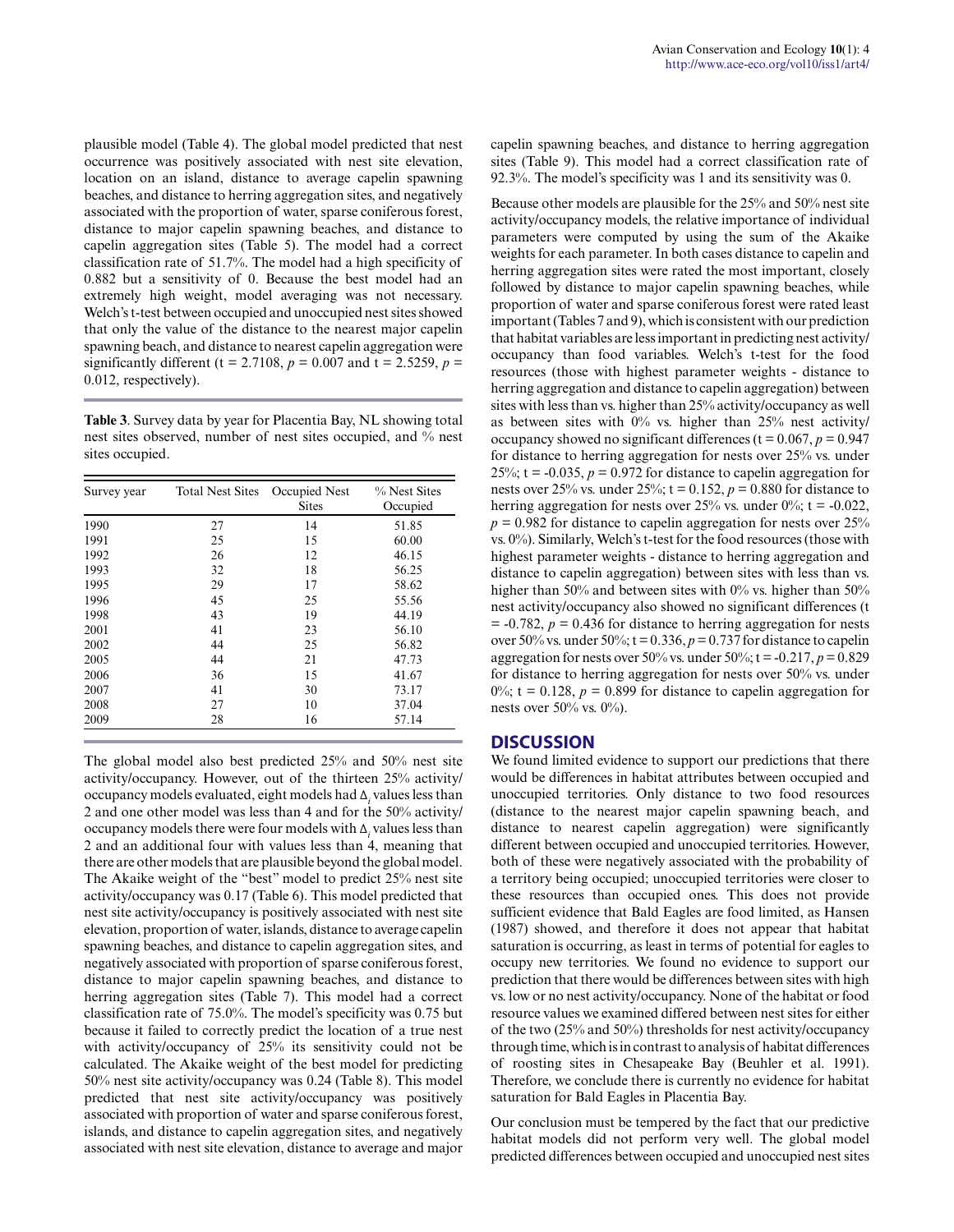plausible model (Table 4). The global model predicted that nest occurrence was positively associated with nest site elevation, location on an island, distance to average capelin spawning beaches, and distance to herring aggregation sites, and negatively associated with the proportion of water, sparse coniferous forest, distance to major capelin spawning beaches, and distance to capelin aggregation sites (Table 5). The model had a correct classification rate of 51.7%. The model had a high specificity of 0.882 but a sensitivity of 0. Because the best model had an extremely high weight, model averaging was not necessary. Welch's t-test between occupied and unoccupied nest sites showed that only the value of the distance to the nearest major capelin spawning beach, and distance to nearest capelin aggregation were significantly different (t = 2.7108, $p = 0.007$ and t = 2.5259, $p = 0.012$, respectively).

**Table 3**. Survey data by year for Placentia Bay, NL showing total nest sites observed, number of nest sites occupied, and % nest sites occupied.

| Survey year | Total Nest Sites | Occupied Nest Sites | % Nest Sites Occupied |
|---|---|---|---|
| 1990 | 27 | 14 | 51.85 |
| 1991 | 25 | 15 | 60.00 |
| 1992 | 26 | 12 | 46.15 |
| 1993 | 32 | 18 | 56.25 |
| 1995 | 29 | 17 | 58.62 |
| 1996 | 45 | 25 | 55.56 |
| 1998 | 43 | 19 | 44.19 |
| 2001 | 41 | 23 | 56.10 |
| 2002 | 44 | 25 | 56.82 |
| 2005 | 44 | 21 | 47.73 |
| 2006 | 36 | 15 | 41.67 |
| 2007 | 41 | 30 | 73.17 |
| 2008 | 27 | 10 | 37.04 |
| 2009 | 28 | 16 | 57.14 |

The global model also best predicted 25% and 50% nest site activity/occupancy. However, out of the thirteen 25% activity/occupancy models evaluated, eight models had $\Delta_i$ values less than 2 and one other model was less than 4 and for the 50% activity/occupancy models there were four models with $\Delta_i$ values less than 2 and an additional four with values less than 4, meaning that there are other models that are plausible beyond the global model. The Akaike weight of the "best" model to predict 25% nest site activity/occupancy was 0.17 (Table 6). This model predicted that nest site activity/occupancy is positively associated with nest site elevation, proportion of water, islands, distance to average capelin spawning beaches, and distance to capelin aggregation sites, and negatively associated with proportion of sparse coniferous forest, distance to major capelin spawning beaches, and distance to herring aggregation sites (Table 7). This model had a correct classification rate of 75.0%. The model's specificity was 0.75 but because it failed to correctly predict the location of a true nest with activity/occupancy of 25% its sensitivity could not be calculated. The Akaike weight of the best model for predicting 50% nest site activity/occupancy was 0.24 (Table 8). This model predicted that nest site activity/occupancy was positively associated with proportion of water and sparse coniferous forest, islands, and distance to capelin aggregation sites, and negatively associated with nest site elevation, distance to average and major capelin spawning beaches, and distance to herring aggregation sites (Table 9). This model had a correct classification rate of 92.3%. The model's specificity was 1 and its sensitivity was 0.

Because other models are plausible for the 25% and 50% nest site activity/occupancy models, the relative importance of individual parameters were computed by using the sum of the Akaike weights for each parameter. In both cases distance to capelin and herring aggregation sites were rated the most important, closely followed by distance to major capelin spawning beaches, while proportion of water and sparse coniferous forest were rated least important (Tables 7 and 9), which is consistent with our prediction that habitat variables are less important in predicting nest activity/occupancy than food variables. Welch's t-test for the food resources (those with highest parameter weights - distance to herring aggregation and distance to capelin aggregation) between sites with less than vs. higher than 25% activity/occupancy as well as between sites with 0% vs. higher than 25% nest activity/occupancy showed no significant differences (t = 0.067, $p = 0.947$ for distance to herring aggregation for nests over 25% vs. under 25%; t = -0.035, $p = 0.972$ for distance to capelin aggregation for nests over 25% vs. under 25%; t = 0.152, $p = 0.880$ for distance to herring aggregation for nests over 25% vs. under 0%; t = -0.022, $p = 0.982$ for distance to capelin aggregation for nests over 25% vs. 0%). Similarly, Welch's t-test for the food resources (those with highest parameter weights - distance to herring aggregation and distance to capelin aggregation) between sites with less than vs. higher than 50% and between sites with 0% vs. higher than 50% nest activity/occupancy also showed no significant differences (t = -0.782, $p = 0.436$ for distance to herring aggregation for nests over 50% vs. under 50%; t = 0.336, $p = 0.737$ for distance to capelin aggregation for nests over 50% vs. under 50%; t = -0.217, $p = 0.829$ for distance to herring aggregation for nests over 50% vs. under 0%; t = 0.128, $p = 0.899$ for distance to capelin aggregation for nests over 50% vs. 0%).

## DISCUSSION

We found limited evidence to support our predictions that there would be differences in habitat attributes between occupied and unoccupied territories. Only distance to two food resources (distance to the nearest major capelin spawning beach, and distance to nearest capelin aggregation) were significantly different between occupied and unoccupied territories. However, both of these were negatively associated with the probability of a territory being occupied; unoccupied territories were closer to these resources than occupied ones. This does not provide sufficient evidence that Bald Eagles are food limited, as Hansen (1987) showed, and therefore it does not appear that habitat saturation is occurring, as least in terms of potential for eagles to occupy new territories. We found no evidence to support our prediction that there would be differences between sites with high vs. low or no nest activity/occupancy. None of the habitat or food resource values we examined differed between nest sites for either of the two (25% and 50%) thresholds for nest activity/occupancy through time, which is in contrast to analysis of habitat differences of roosting sites in Chesapeake Bay (Beuhler et al. 1991). Therefore, we conclude there is currently no evidence for habitat saturation for Bald Eagles in Placentia Bay.

Our conclusion must be tempered by the fact that our predictive habitat models did not perform very well. The global model predicted differences between occupied and unoccupied nest sites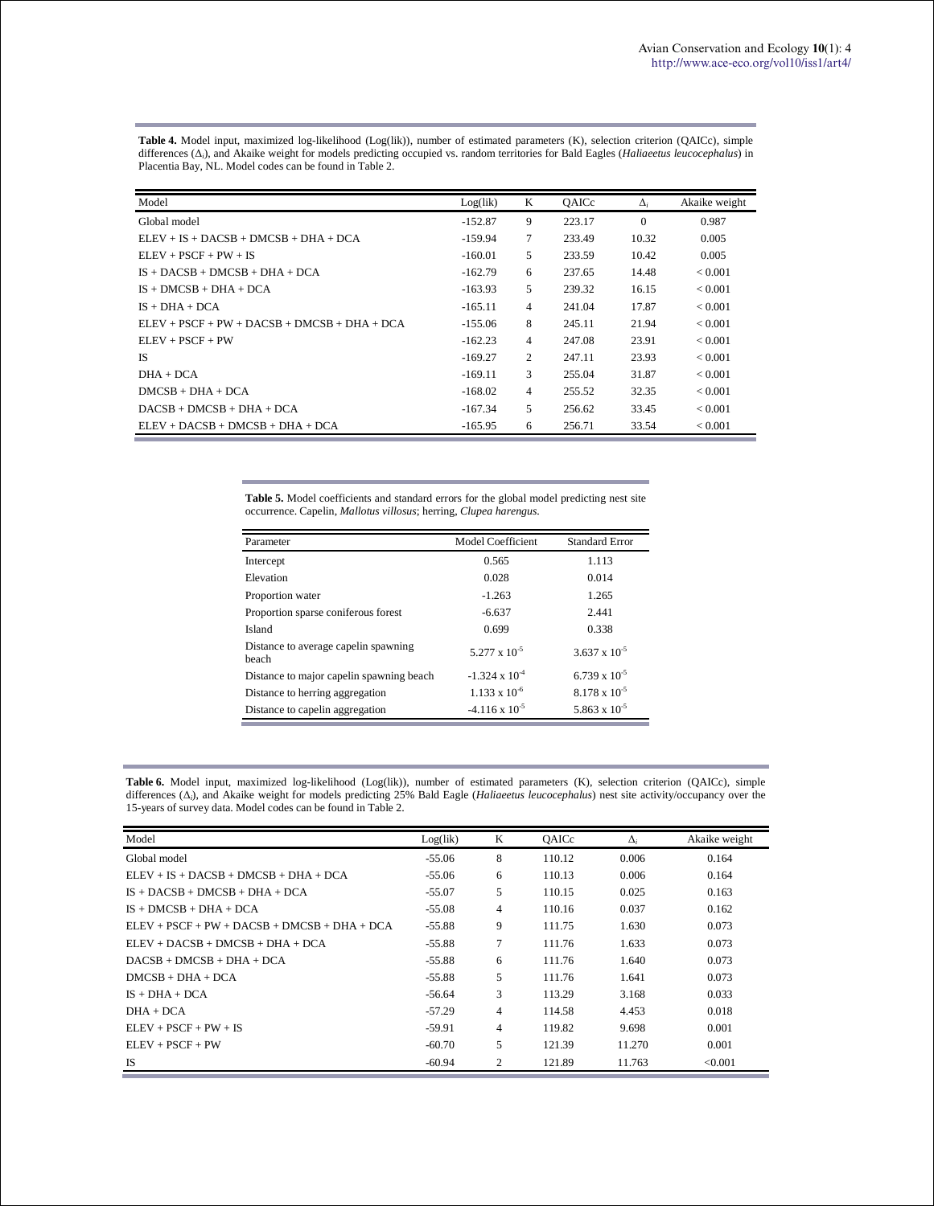**Table 4.** Model input, maximized log-likelihood (Log(lik)), number of estimated parameters (K), selection criterion (QAICc), simple differences ($\Delta_i$), and Akaike weight for models predicting occupied vs. random territories for Bald Eagles (*Haliaeetus leucocephalus*) in Placentia Bay, NL. Model codes can be found in Table 2.

| Model | Log(lik) | K | QAICc | $\Delta_i$ | Akaike weight |
|---|---|---|---|---|---|
| Global model | -152.87 | 9 | 223.17 | 0 | 0.987 |
| ELEV + IS + DACSB + DMCSB + DHA + DCA | -159.94 | 7 | 233.49 | 10.32 | 0.005 |
| ELEV + PSCF + PW + IS | -160.01 | 5 | 233.59 | 10.42 | 0.005 |
| IS + DACSB + DMCSB + DHA + DCA | -162.79 | 6 | 237.65 | 14.48 | < 0.001 |
| IS + DMCSB + DHA + DCA | -163.93 | 5 | 239.32 | 16.15 | < 0.001 |
| IS + DHA + DCA | -165.11 | 4 | 241.04 | 17.87 | < 0.001 |
| ELEV + PSCF + PW + DACSB + DMCSB + DHA + DCA | -155.06 | 8 | 245.11 | 21.94 | < 0.001 |
| ELEV + PSCF + PW | -162.23 | 4 | 247.08 | 23.91 | < 0.001 |
| IS | -169.27 | 2 | 247.11 | 23.93 | < 0.001 |
| DHA + DCA | -169.11 | 3 | 255.04 | 31.87 | < 0.001 |
| DMCSB + DHA + DCA | -168.02 | 4 | 255.52 | 32.35 | < 0.001 |
| DACSB + DMCSB + DHA + DCA | -167.34 | 5 | 256.62 | 33.45 | < 0.001 |
| ELEV + DACSB + DMCSB + DHA + DCA | -165.95 | 6 | 256.71 | 33.54 | < 0.001 |

**Table 5.** Model coefficients and standard errors for the global model predicting nest site occurrence. Capelin, *Mallotus villosus*; herring, *Clupea harengus*.

| Parameter | Model Coefficient | Standard Error |
|---|---|---|
| Intercept | 0.565 | 1.113 |
| Elevation | 0.028 | 0.014 |
| Proportion water | -1.263 | 1.265 |
| Proportion sparse coniferous forest | -6.637 | 2.441 |
| Island | 0.699 | 0.338 |
| Distance to average capelin spawning beach | $5.277 \times 10^{-5}$ | $3.637 \times 10^{-5}$ |
| Distance to major capelin spawning beach | $-1.324 \times 10^{-4}$ | $6.739 \times 10^{-5}$ |
| Distance to herring aggregation | $1.133 \times 10^{-6}$ | $8.178 \times 10^{-5}$ |
| Distance to capelin aggregation | $-4.116 \times 10^{-5}$ | $5.863 \times 10^{-5}$ |

**Table 6.** Model input, maximized log-likelihood (Log(lik)), number of estimated parameters (K), selection criterion (QAICc), simple differences ($\Delta_i$), and Akaike weight for models predicting 25% Bald Eagle (*Haliaeetus leucocephalus*) nest site activity/occupancy over the 15-years of survey data. Model codes can be found in Table 2.

| Model | Log(lik) | K | QAICc | $\Delta_i$ | Akaike weight |
|---|---|---|---|---|---|
| Global model | -55.06 | 8 | 110.12 | 0.006 | 0.164 |
| ELEV + IS + DACSB + DMCSB + DHA + DCA | -55.06 | 6 | 110.13 | 0.006 | 0.164 |
| IS + DACSB + DMCSB + DHA + DCA | -55.07 | 5 | 110.15 | 0.025 | 0.163 |
| IS + DMCSB + DHA + DCA | -55.08 | 4 | 110.16 | 0.037 | 0.162 |
| ELEV + PSCF + PW + DACSB + DMCSB + DHA + DCA | -55.88 | 9 | 111.75 | 1.630 | 0.073 |
| ELEV + DACSB + DMCSB + DHA + DCA | -55.88 | 7 | 111.76 | 1.633 | 0.073 |
| DACSB + DMCSB + DHA + DCA | -55.88 | 6 | 111.76 | 1.640 | 0.073 |
| DMCSB + DHA + DCA | -55.88 | 5 | 111.76 | 1.641 | 0.073 |
| IS + DHA + DCA | -56.64 | 3 | 113.29 | 3.168 | 0.033 |
| DHA + DCA | -57.29 | 4 | 114.58 | 4.453 | 0.018 |
| ELEV + PSCF + PW + IS | -59.91 | 4 | 119.82 | 9.698 | 0.001 |
| ELEV + PSCF + PW | -60.70 | 5 | 121.39 | 11.270 | 0.001 |
| IS | -60.94 | 2 | 121.89 | 11.763 | <0.001 |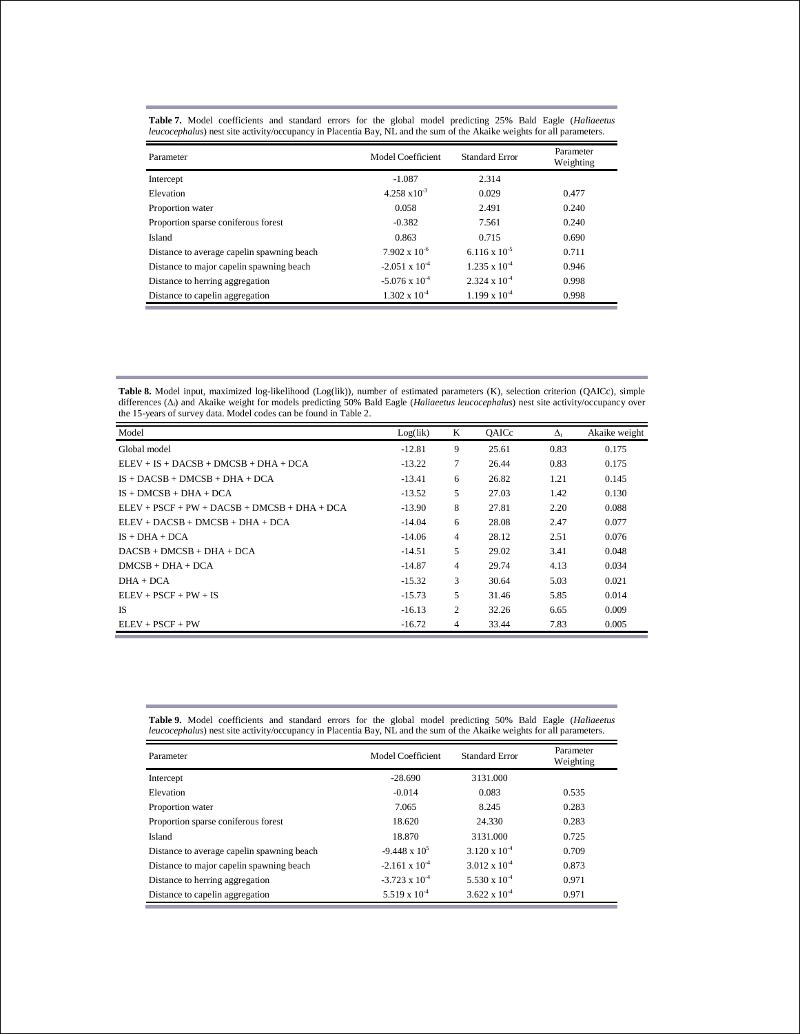**Table 7.** Model coefficients and standard errors for the global model predicting 25% Bald Eagle (*Haliaeetus leucocephalus*) nest site activity/occupancy in Placentia Bay, NL and the sum of the Akaike weights for all parameters.

| Parameter | Model Coefficient | Standard Error | Parameter Weighting |
|---|---|---|---|
| Intercept | -1.087 | 2.314 | |
| Elevation | $4.258 \times 10^{-3}$ | 0.029 | 0.477 |
| Proportion water | 0.058 | 2.491 | 0.240 |
| Proportion sparse coniferous forest | -0.382 | 7.561 | 0.240 |
| Island | 0.863 | 0.715 | 0.690 |
| Distance to average capelin spawning beach | $7.902 \times 10^{-6}$ | $6.116 \times 10^{-5}$ | 0.711 |
| Distance to major capelin spawning beach | $-2.051 \times 10^{-4}$ | $1.235 \times 10^{-4}$ | 0.946 |
| Distance to herring aggregation | $-5.076 \times 10^{-4}$ | $2.324 \times 10^{-4}$ | 0.998 |
| Distance to capelin aggregation | $1.302 \times 10^{-4}$ | $1.199 \times 10^{-4}$ | 0.998 |

**Table 8.** Model input, maximized log-likelihood (Log(lik)), number of estimated parameters (K), selection criterion (QAICc), simple differences ($\Delta_i$) and Akaike weight for models predicting 50% Bald Eagle (*Haliaeetus leucocephalus*) nest site activity/occupancy over the 15-years of survey data. Model codes can be found in Table 2.

| Model | Log(lik) | K | QAICc | $\Delta_i$ | Akaike weight |
|---|---|---|---|---|---|
| Global model | -12.81 | 9 | 25.61 | 0.83 | 0.175 |
| ELEV + IS + DACSB + DMCSB + DHA + DCA | -13.22 | 7 | 26.44 | 0.83 | 0.175 |
| IS + DACSB + DMCSB + DHA + DCA | -13.41 | 6 | 26.82 | 1.21 | 0.145 |
| IS + DMCSB + DHA + DCA | -13.52 | 5 | 27.03 | 1.42 | 0.130 |
| ELEV + PSCF + PW + DACSB + DMCSB + DHA + DCA | -13.90 | 8 | 27.81 | 2.20 | 0.088 |
| ELEV + DACSB + DMCSB + DHA + DCA | -14.04 | 6 | 28.08 | 2.47 | 0.077 |
| IS + DHA + DCA | -14.06 | 4 | 28.12 | 2.51 | 0.076 |
| DACSB + DMCSB + DHA + DCA | -14.51 | 5 | 29.02 | 3.41 | 0.048 |
| DMCSB + DHA + DCA | -14.87 | 4 | 29.74 | 4.13 | 0.034 |
| DHA + DCA | -15.32 | 3 | 30.64 | 5.03 | 0.021 |
| ELEV + PSCF + PW + IS | -15.73 | 5 | 31.46 | 5.85 | 0.014 |
| IS | -16.13 | 2 | 32.26 | 6.65 | 0.009 |
| ELEV + PSCF + PW | -16.72 | 4 | 33.44 | 7.83 | 0.005 |

**Table 9.** Model coefficients and standard errors for the global model predicting 50% Bald Eagle (*Haliaeetus leucocephalus*) nest site activity/occupancy in Placentia Bay, NL and the sum of the Akaike weights for all parameters.

| Parameter | Model Coefficient | Standard Error | Parameter Weighting |
|---|---|---|---|
| Intercept | -28.690 | 3131.000 | |
| Elevation | -0.014 | 0.083 | 0.535 |
| Proportion water | 7.065 | 8.245 | 0.283 |
| Proportion sparse coniferous forest | 18.620 | 24.330 | 0.283 |
| Island | 18.870 | 3131.000 | 0.725 |
| Distance to average capelin spawning beach | $-9.448 \times 10^{5}$ | $3.120 \times 10^{-4}$ | 0.709 |
| Distance to major capelin spawning beach | $-2.161 \times 10^{-4}$ | $3.012 \times 10^{-4}$ | 0.873 |
| Distance to herring aggregation | $-3.723 \times 10^{-4}$ | $5.530 \times 10^{-4}$ | 0.971 |
| Distance to capelin aggregation | $5.519 \times 10^{-4}$ | $3.622 \times 10^{-4}$ | 0.971 |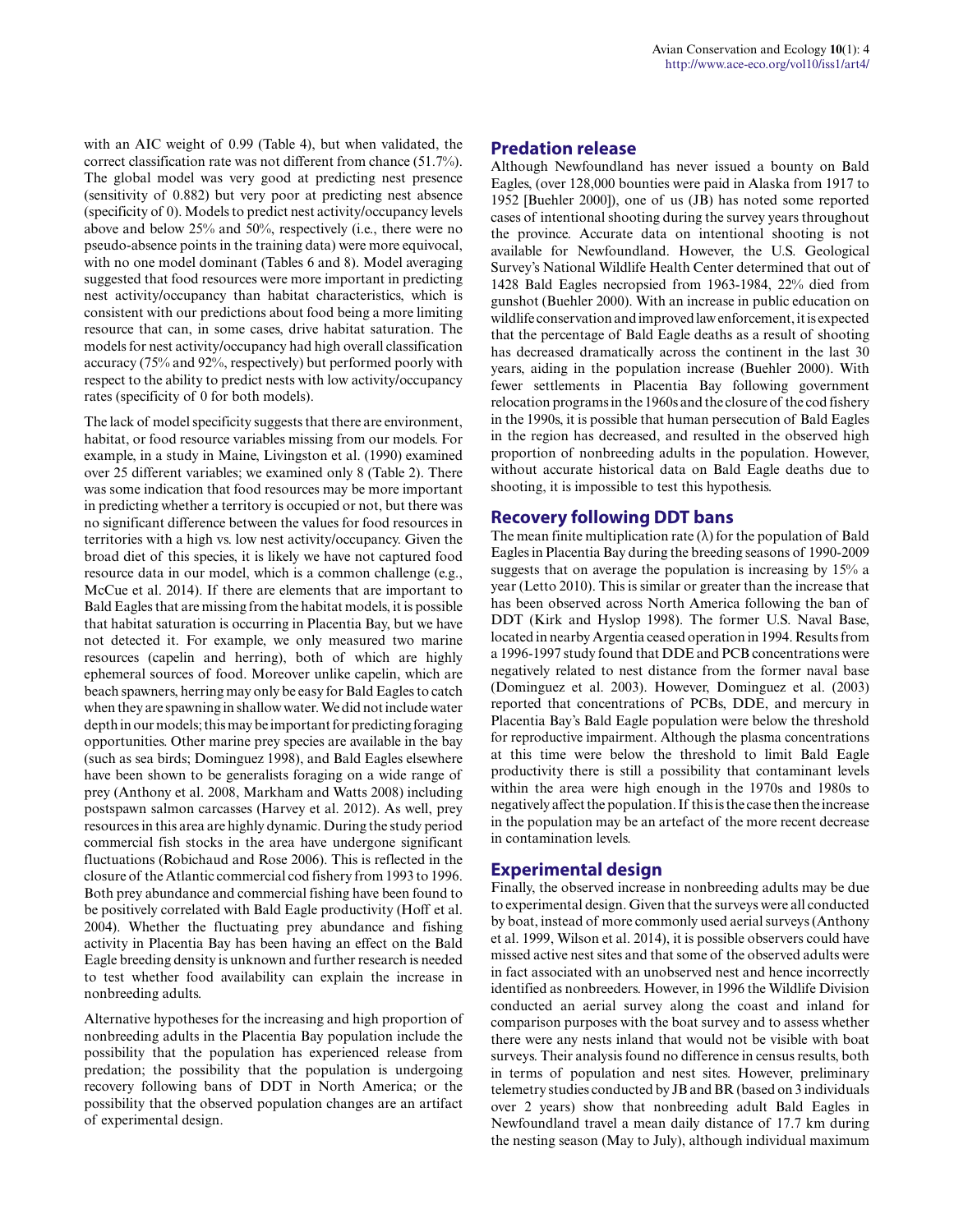with an AIC weight of 0.99 (Table 4), but when validated, the correct classification rate was not different from chance (51.7%). The global model was very good at predicting nest presence (sensitivity of 0.882) but very poor at predicting nest absence (specificity of 0). Models to predict nest activity/occupancy levels above and below 25% and 50%, respectively (i.e., there were no pseudo-absence points in the training data) were more equivocal, with no one model dominant (Tables 6 and 8). Model averaging suggested that food resources were more important in predicting nest activity/occupancy than habitat characteristics, which is consistent with our predictions about food being a more limiting resource that can, in some cases, drive habitat saturation. The models for nest activity/occupancy had high overall classification accuracy (75% and 92%, respectively) but performed poorly with respect to the ability to predict nests with low activity/occupancy rates (specificity of 0 for both models).

The lack of model specificity suggests that there are environment, habitat, or food resource variables missing from our models. For example, in a study in Maine, Livingston et al. (1990) examined over 25 different variables; we examined only 8 (Table 2). There was some indication that food resources may be more important in predicting whether a territory is occupied or not, but there was no significant difference between the values for food resources in territories with a high vs. low nest activity/occupancy. Given the broad diet of this species, it is likely we have not captured food resource data in our model, which is a common challenge (e.g., McCue et al. 2014). If there are elements that are important to Bald Eagles that are missing from the habitat models, it is possible that habitat saturation is occurring in Placentia Bay, but we have not detected it. For example, we only measured two marine resources (capelin and herring), both of which are highly ephemeral sources of food. Moreover unlike capelin, which are beach spawners, herring may only be easy for Bald Eagles to catch when they are spawning in shallow water. We did not include water depth in our models; this may be important for predicting foraging opportunities. Other marine prey species are available in the bay (such as sea birds; Dominguez 1998), and Bald Eagles elsewhere have been shown to be generalists foraging on a wide range of prey (Anthony et al. 2008, Markham and Watts 2008) including postspawn salmon carcasses (Harvey et al. 2012). As well, prey resources in this area are highly dynamic. During the study period commercial fish stocks in the area have undergone significant fluctuations (Robichaud and Rose 2006). This is reflected in the closure of the Atlantic commercial cod fishery from 1993 to 1996. Both prey abundance and commercial fishing have been found to be positively correlated with Bald Eagle productivity (Hoff et al. 2004). Whether the fluctuating prey abundance and fishing activity in Placentia Bay has been having an effect on the Bald Eagle breeding density is unknown and further research is needed to test whether food availability can explain the increase in nonbreeding adults.

Alternative hypotheses for the increasing and high proportion of nonbreeding adults in the Placentia Bay population include the possibility that the population has experienced release from predation; the possibility that the population is undergoing recovery following bans of DDT in North America; or the possibility that the observed population changes are an artifact of experimental design.

## Predation release

Although Newfoundland has never issued a bounty on Bald Eagles, (over 128,000 bounties were paid in Alaska from 1917 to 1952 [Buehler 2000]), one of us (JB) has noted some reported cases of intentional shooting during the survey years throughout the province. Accurate data on intentional shooting is not available for Newfoundland. However, the U.S. Geological Survey's National Wildlife Health Center determined that out of 1428 Bald Eagles necropsied from 1963-1984, 22% died from gunshot (Buehler 2000). With an increase in public education on wildlife conservation and improved law enforcement, it is expected that the percentage of Bald Eagle deaths as a result of shooting has decreased dramatically across the continent in the last 30 years, aiding in the population increase (Buehler 2000). With fewer settlements in Placentia Bay following government relocation programs in the 1960s and the closure of the cod fishery in the 1990s, it is possible that human persecution of Bald Eagles in the region has decreased, and resulted in the observed high proportion of nonbreeding adults in the population. However, without accurate historical data on Bald Eagle deaths due to shooting, it is impossible to test this hypothesis.

## Recovery following DDT bans

The mean finite multiplication rate ($\lambda$) for the population of Bald Eagles in Placentia Bay during the breeding seasons of 1990-2009 suggests that on average the population is increasing by 15% a year (Letto 2010). This is similar or greater than the increase that has been observed across North America following the ban of DDT (Kirk and Hyslop 1998). The former U.S. Naval Base, located in nearby Argentia ceased operation in 1994. Results from a 1996-1997 study found that DDE and PCB concentrations were negatively related to nest distance from the former naval base (Dominguez et al. 2003). However, Dominguez et al. (2003) reported that concentrations of PCBs, DDE, and mercury in Placentia Bay's Bald Eagle population were below the threshold for reproductive impairment. Although the plasma concentrations at this time were below the threshold to limit Bald Eagle productivity there is still a possibility that contaminant levels within the area were high enough in the 1970s and 1980s to negatively affect the population. If this is the case then the increase in the population may be an artefact of the more recent decrease in contamination levels.

## Experimental design

Finally, the observed increase in nonbreeding adults may be due to experimental design. Given that the surveys were all conducted by boat, instead of more commonly used aerial surveys (Anthony et al. 1999, Wilson et al. 2014), it is possible observers could have missed active nest sites and that some of the observed adults were in fact associated with an unobserved nest and hence incorrectly identified as nonbreeders. However, in 1996 the Wildlife Division conducted an aerial survey along the coast and inland for comparison purposes with the boat survey and to assess whether there were any nests inland that would not be visible with boat surveys. Their analysis found no difference in census results, both in terms of population and nest sites. However, preliminary telemetry studies conducted by JB and BR (based on 3 individuals over 2 years) show that nonbreeding adult Bald Eagles in Newfoundland travel a mean daily distance of 17.7 km during the nesting season (May to July), although individual maximum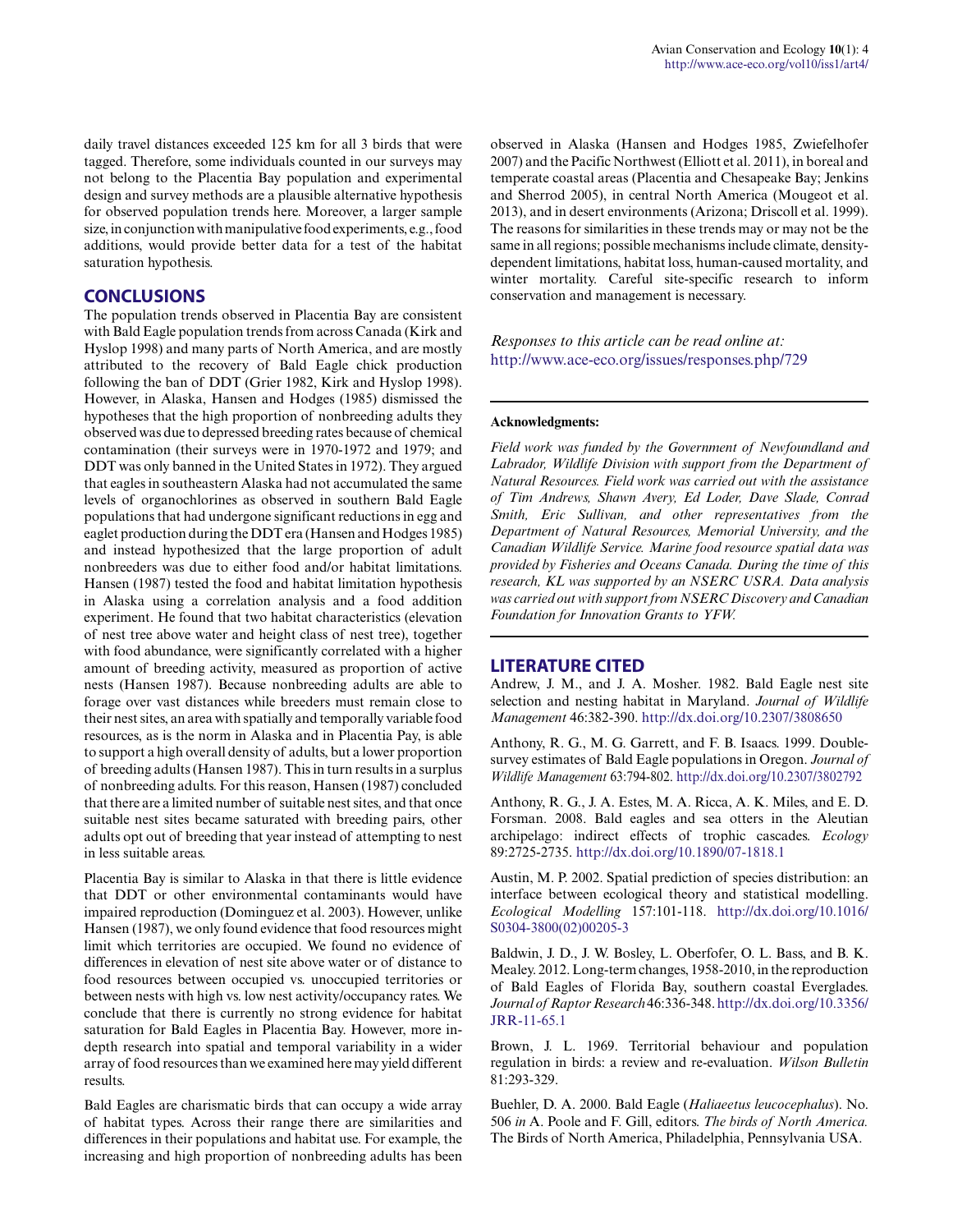daily travel distances exceeded 125 km for all 3 birds that were tagged. Therefore, some individuals counted in our surveys may not belong to the Placentia Bay population and experimental design and survey methods are a plausible alternative hypothesis for observed population trends here. Moreover, a larger sample size, in conjunction with manipulative food experiments, e.g., food additions, would provide better data for a test of the habitat saturation hypothesis.

## CONCLUSIONS

The population trends observed in Placentia Bay are consistent with Bald Eagle population trends from across Canada (Kirk and Hyslop 1998) and many parts of North America, and are mostly attributed to the recovery of Bald Eagle chick production following the ban of DDT (Grier 1982, Kirk and Hyslop 1998). However, in Alaska, Hansen and Hodges (1985) dismissed the hypotheses that the high proportion of nonbreeding adults they observed was due to depressed breeding rates because of chemical contamination (their surveys were in 1970-1972 and 1979; and DDT was only banned in the United States in 1972). They argued that eagles in southeastern Alaska had not accumulated the same levels of organochlorines as observed in southern Bald Eagle populations that had undergone significant reductions in egg and eaglet production during the DDT era (Hansen and Hodges 1985) and instead hypothesized that the large proportion of adult nonbreeders was due to either food and/or habitat limitations. Hansen (1987) tested the food and habitat limitation hypothesis in Alaska using a correlation analysis and a food addition experiment. He found that two habitat characteristics (elevation of nest tree above water and height class of nest tree), together with food abundance, were significantly correlated with a higher amount of breeding activity, measured as proportion of active nests (Hansen 1987). Because nonbreeding adults are able to forage over vast distances while breeders must remain close to their nest sites, an area with spatially and temporally variable food resources, as is the norm in Alaska and in Placentia Pay, is able to support a high overall density of adults, but a lower proportion of breeding adults (Hansen 1987). This in turn results in a surplus of nonbreeding adults. For this reason, Hansen (1987) concluded that there are a limited number of suitable nest sites, and that once suitable nest sites became saturated with breeding pairs, other adults opt out of breeding that year instead of attempting to nest in less suitable areas.

Placentia Bay is similar to Alaska in that there is little evidence that DDT or other environmental contaminants would have impaired reproduction (Dominguez et al. 2003). However, unlike Hansen (1987), we only found evidence that food resources might limit which territories are occupied. We found no evidence of differences in elevation of nest site above water or of distance to food resources between occupied vs. unoccupied territories or between nests with high vs. low nest activity/occupancy rates. We conclude that there is currently no strong evidence for habitat saturation for Bald Eagles in Placentia Bay. However, more in-depth research into spatial and temporal variability in a wider array of food resources than we examined here may yield different results.

Bald Eagles are charismatic birds that can occupy a wide array of habitat types. Across their range there are similarities and differences in their populations and habitat use. For example, the increasing and high proportion of nonbreeding adults has been observed in Alaska (Hansen and Hodges 1985, Zwiefelhofer 2007) and the Pacific Northwest (Elliott et al. 2011), in boreal and temperate coastal areas (Placentia and Chesapeake Bay; Jenkins and Sherrod 2005), in central North America (Mougeot et al. 2013), and in desert environments (Arizona; Driscoll et al. 1999). The reasons for similarities in these trends may or may not be the same in all regions; possible mechanisms include climate, density-dependent limitations, habitat loss, human-caused mortality, and winter mortality. Careful site-specific research to inform conservation and management is necessary.

*Responses to this article can be read online at:*
http://www.ace-eco.org/issues/responses.php/729

**Acknowledgments:**

*Field work was funded by the Government of Newfoundland and Labrador, Wildlife Division with support from the Department of Natural Resources. Field work was carried out with the assistance of Tim Andrews, Shawn Avery, Ed Loder, Dave Slade, Conrad Smith, Eric Sullivan, and other representatives from the Department of Natural Resources, Memorial University, and the Canadian Wildlife Service. Marine food resource spatial data was provided by Fisheries and Oceans Canada. During the time of this research, KL was supported by an NSERC USRA. Data analysis was carried out with support from NSERC Discovery and Canadian Foundation for Innovation Grants to YFW.*

## LITERATURE CITED

Andrew, J. M., and J. A. Mosher. 1982. Bald Eagle nest site selection and nesting habitat in Maryland. *Journal of Wildlife Management* 46:382-390. http://dx.doi.org/10.2307/3808650

Anthony, R. G., M. G. Garrett, and F. B. Isaacs. 1999. Double-survey estimates of Bald Eagle populations in Oregon. *Journal of Wildlife Management* 63:794-802. http://dx.doi.org/10.2307/3802792

Anthony, R. G., J. A. Estes, M. A. Ricca, A. K. Miles, and E. D. Forsman. 2008. Bald eagles and sea otters in the Aleutian archipelago: indirect effects of trophic cascades. *Ecology* 89:2725-2735. http://dx.doi.org/10.1890/07-1818.1

Austin, M. P. 2002. Spatial prediction of species distribution: an interface between ecological theory and statistical modelling. *Ecological Modelling* 157:101-118. http://dx.doi.org/10.1016/S0304-3800(02)00205-3

Baldwin, J. D., J. W. Bosley, L. Oberhofer, O. L. Bass, and B. K. Mealey. 2012. Long-term changes, 1958-2010, in the reproduction of Bald Eagles of Florida Bay, southern coastal Everglades. *Journal of Raptor Research* 46:336-348. http://dx.doi.org/10.3356/JRR-11-65.1

Brown, J. L. 1969. Territorial behaviour and population regulation in birds: a review and re-evaluation. *Wilson Bulletin* 81:293-329.

Buehler, D. A. 2000. Bald Eagle (*Haliaeetus leucocephalus*). No. 506 *in* A. Poole and F. Gill, editors. *The birds of North America.* The Birds of North America, Philadelphia, Pennsylvania USA.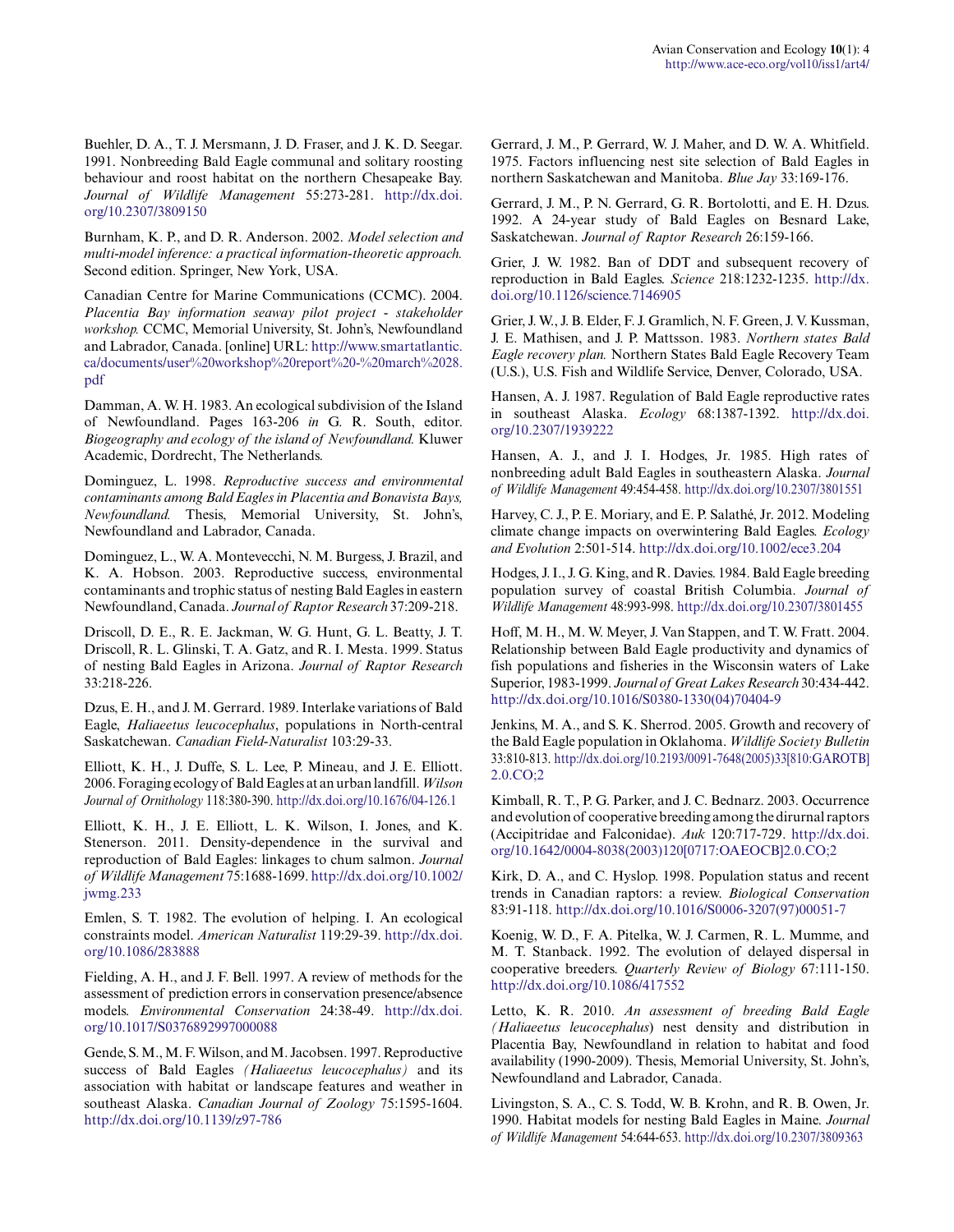Buehler, D. A., T. J. Mersmann, J. D. Fraser, and J. K. D. Seegar. 1991. Nonbreeding Bald Eagle communal and solitary roosting behaviour and roost habitat on the northern Chesapeake Bay. *Journal of Wildlife Management* 55:273-281. http://dx.doi.org/10.2307/3809150

Burnham, K. P., and D. R. Anderson. 2002. *Model selection and multi-model inference: a practical information-theoretic approach.* Second edition. Springer, New York, USA.

Canadian Centre for Marine Communications (CCMC). 2004. *Placentia Bay information seaway pilot project - stakeholder workshop.* CCMC, Memorial University, St. John's, Newfoundland and Labrador, Canada. [online] URL: http://www.smartatlantic.ca/documents/user%20workshop%20report%20-%20march%2028.pdf

Damman, A. W. H. 1983. An ecological subdivision of the Island of Newfoundland. Pages 163-206 *in* G. R. South, editor. *Biogeography and ecology of the island of Newfoundland.* Kluwer Academic, Dordrecht, The Netherlands.

Dominguez, L. 1998. *Reproductive success and environmental contaminants among Bald Eagles in Placentia and Bonavista Bays, Newfoundland.* Thesis, Memorial University, St. John's, Newfoundland and Labrador, Canada.

Dominguez, L., W. A. Montevecchi, N. M. Burgess, J. Brazil, and K. A. Hobson. 2003. Reproductive success, environmental contaminants and trophic status of nesting Bald Eagles in eastern Newfoundland, Canada. *Journal of Raptor Research* 37:209-218.

Driscoll, D. E., R. E. Jackman, W. G. Hunt, G. L. Beatty, J. T. Driscoll, R. L. Glinski, T. A. Gatz, and R. I. Mesta. 1999. Status of nesting Bald Eagles in Arizona. *Journal of Raptor Research* 33:218-226.

Dzus, E. H., and J. M. Gerrard. 1989. Interlake variations of Bald Eagle, *Haliaeetus leucocephalus*, populations in North-central Saskatchewan. *Canadian Field-Naturalist* 103:29-33.

Elliott, K. H., J. Duffe, S. L. Lee, P. Mineau, and J. E. Elliott. 2006. Foraging ecology of Bald Eagles at an urban landfill. *Wilson Journal of Ornithology* 118:380-390. http://dx.doi.org/10.1676/04-126.1

Elliott, K. H., J. E. Elliott, L. K. Wilson, I. Jones, and K. Stenerson. 2011. Density-dependence in the survival and reproduction of Bald Eagles: linkages to chum salmon. *Journal of Wildlife Management* 75:1688-1699. http://dx.doi.org/10.1002/jwmg.233

Emlen, S. T. 1982. The evolution of helping. I. An ecological constraints model. *American Naturalist* 119:29-39. http://dx.doi.org/10.1086/283888

Fielding, A. H., and J. F. Bell. 1997. A review of methods for the assessment of prediction errors in conservation presence/absence models. *Environmental Conservation* 24:38-49. http://dx.doi.org/10.1017/S0376892997000088

Gende, S. M., M. F. Wilson, and M. Jacobsen. 1997. Reproductive success of Bald Eagles *(Haliaeetus leucocephalus)* and its association with habitat or landscape features and weather in southeast Alaska. *Canadian Journal of Zoology* 75:1595-1604. http://dx.doi.org/10.1139/z97-786

Gerrard, J. M., P. Gerrard, W. J. Maher, and D. W. A. Whitfield. 1975. Factors influencing nest site selection of Bald Eagles in northern Saskatchewan and Manitoba. *Blue Jay* 33:169-176.

Gerrard, J. M., P. N. Gerrard, G. R. Bortolotti, and E. H. Dzus. 1992. A 24-year study of Bald Eagles on Besnard Lake, Saskatchewan. *Journal of Raptor Research* 26:159-166.

Grier, J. W. 1982. Ban of DDT and subsequent recovery of reproduction in Bald Eagles. *Science* 218:1232-1235. http://dx.doi.org/10.1126/science.7146905

Grier, J. W., J. B. Elder, F. J. Gramlich, N. F. Green, J. V. Kussman, J. E. Mathisen, and J. P. Mattsson. 1983. *Northern states Bald Eagle recovery plan.* Northern States Bald Eagle Recovery Team (U.S.), U.S. Fish and Wildlife Service, Denver, Colorado, USA.

Hansen, A. J. 1987. Regulation of Bald Eagle reproductive rates in southeast Alaska. *Ecology* 68:1387-1392. http://dx.doi.org/10.2307/1939222

Hansen, A. J., and J. I. Hodges, Jr. 1985. High rates of nonbreeding adult Bald Eagles in southeastern Alaska. *Journal of Wildlife Management* 49:454-458. http://dx.doi.org/10.2307/3801551

Harvey, C. J., P. E. Moriary, and E. P. Salathé, Jr. 2012. Modeling climate change impacts on overwintering Bald Eagles. *Ecology and Evolution* 2:501-514. http://dx.doi.org/10.1002/ece3.204

Hodges, J. I., J. G. King, and R. Davies. 1984. Bald Eagle breeding population survey of coastal British Columbia. *Journal of Wildlife Management* 48:993-998. http://dx.doi.org/10.2307/3801455

Hoff, M. H., M. W. Meyer, J. Van Stappen, and T. W. Fratt. 2004. Relationship between Bald Eagle productivity and dynamics of fish populations and fisheries in the Wisconsin waters of Lake Superior, 1983-1999. *Journal of Great Lakes Research* 30:434-442. http://dx.doi.org/10.1016/S0380-1330(04)70404-9

Jenkins, M. A., and S. K. Sherrod. 2005. Growth and recovery of the Bald Eagle population in Oklahoma. *Wildlife Society Bulletin* 33:810-813. http://dx.doi.org/10.2193/0091-7648(2005)33[810:GAROTB]2.0.CO;2

Kimball, R. T., P. G. Parker, and J. C. Bednarz. 2003. Occurrence and evolution of cooperative breeding among the diurnal raptors (Accipitridae and Falconidae). *Auk* 120:717-729. http://dx.doi.org/10.1642/0004-8038(2003)120[0717:OAEOCB]2.0.CO;2

Kirk, D. A., and C. Hyslop. 1998. Population status and recent trends in Canadian raptors: a review. *Biological Conservation* 83:91-118. http://dx.doi.org/10.1016/S0006-3207(97)00051-7

Koenig, W. D., F. A. Pitelka, W. J. Carmen, R. L. Mumme, and M. T. Stanback. 1992. The evolution of delayed dispersal in cooperative breeders. *Quarterly Review of Biology* 67:111-150. http://dx.doi.org/10.1086/417552

Letto, K. R. 2010. *An assessment of breeding Bald Eagle (Haliaeetus leucocephalus*) nest density and distribution in Placentia Bay, Newfoundland in relation to habitat and food availability (1990-2009). Thesis, Memorial University, St. John's, Newfoundland and Labrador, Canada.

Livingston, S. A., C. S. Todd, W. B. Krohn, and R. B. Owen, Jr. 1990. Habitat models for nesting Bald Eagles in Maine. *Journal of Wildlife Management* 54:644-653. http://dx.doi.org/10.2307/3809363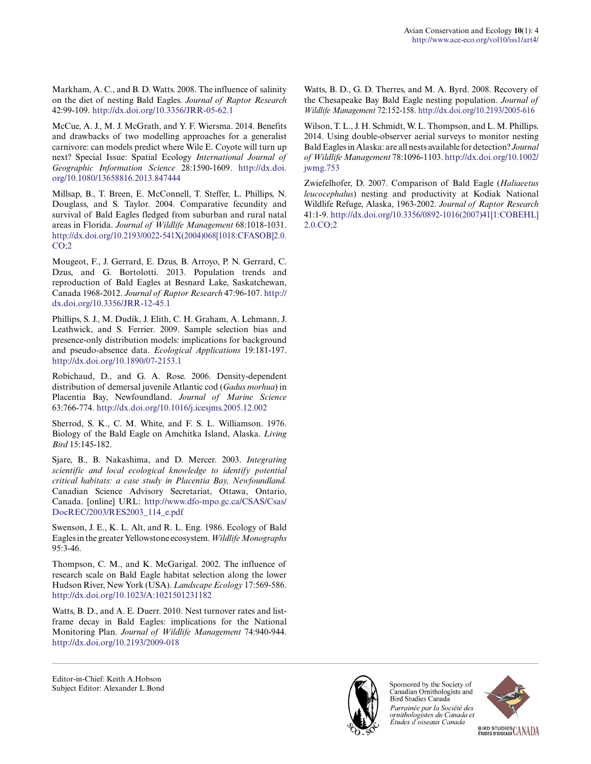Markham, A. C., and B. D. Watts. 2008. The influence of salinity on the diet of nesting Bald Eagles. *Journal of Raptor Research* 42:99-109. http://dx.doi.org/10.3356/JRR-05-62.1

McCue, A. J., M. J. McGrath, and Y. F. Wiersma. 2014. Benefits and drawbacks of two modelling approaches for a generalist carnivore: can models predict where Wile E. Coyote will turn up next? Special Issue: Spatial Ecology *International Journal of Geographic Information Science* 28:1590-1609. http://dx.doi.org/10.1080/13658816.2013.847444

Millsap, B., T. Breen, E. McConnell, T. Steffer, L. Phillips, N. Douglass, and S. Taylor. 2004. Comparative fecundity and survival of Bald Eagles fledged from suburban and rural natal areas in Florida. *Journal of Wildlife Management* 68:1018-1031. http://dx.doi.org/10.2193/0022-541X(2004)068[1018:CFASOB]2.0.CO;2

Mougeot, F., J. Gerrard, E. Dzus, B. Arroyo, P. N. Gerrard, C. Dzus, and G. Bortolotti. 2013. Population trends and reproduction of Bald Eagles at Besnard Lake, Saskatchewan, Canada 1968-2012. *Journal of Raptor Research* 47:96-107. http://dx.doi.org/10.3356/JRR-12-45.1

Phillips, S. J., M. Dudík, J. Elith, C. H. Graham, A. Lehmann, J. Leathwick, and S. Ferrier. 2009. Sample selection bias and presence-only distribution models: implications for background and pseudo-absence data. *Ecological Applications* 19:181-197. http://dx.doi.org/10.1890/07-2153.1

Robichaud, D., and G. A. Rose. 2006. Density-dependent distribution of demersal juvenile Atlantic cod (*Gadus morhua*) in Placentia Bay, Newfoundland. *Journal of Marine Science* 63:766-774. http://dx.doi.org/10.1016/j.icesjms.2005.12.002

Sherrod, S. K., C. M. White, and F. S. L. Williamson. 1976. Biology of the Bald Eagle on Amchitka Island, Alaska. *Living Bird* 15:145-182.

Sjare, B., B. Nakashima, and D. Mercer. 2003. *Integrating scientific and local ecological knowledge to identify potential critical habitats: a case study in Placentia Bay, Newfoundland.* Canadian Science Advisory Secretariat, Ottawa, Ontario, Canada. [online] URL: http://www.dfo-mpo.gc.ca/CSAS/Csas/DocREC/2003/RES2003_114_e.pdf

Swenson, J. E., K. L. Alt, and R. L. Eng. 1986. Ecology of Bald Eagles in the greater Yellowstone ecosystem. *Wildlife Monographs* 95:3-46.

Thompson, C. M., and K. McGarigal. 2002. The influence of research scale on Bald Eagle habitat selection along the lower Hudson River, New York (USA). *Landscape Ecology* 17:569-586. http://dx.doi.org/10.1023/A:1021501231182

Watts, B. D., and A. E. Duerr. 2010. Nest turnover rates and list-frame decay in Bald Eagles: implications for the National Monitoring Plan. *Journal of Wildlife Management* 74:940-944. http://dx.doi.org/10.2193/2009-018

Watts, B. D., G. D. Therres, and M. A. Byrd. 2008. Recovery of the Chesapeake Bay Bald Eagle nesting population. *Journal of Wildlife Management* 72:152-158. http://dx.doi.org/10.2193/2005-616

Wilson, T. L., J. H. Schmidt, W. L. Thompson, and L. M. Phillips. 2014. Using double-observer aerial surveys to monitor nesting Bald Eagles in Alaska: are all nests available for detection? *Journal of Wildlife Management* 78:1096-1103. http://dx.doi.org/10.1002/jwmg.753

Zwiefelhofer, D. 2007. Comparison of Bald Eagle (*Haliaeetus leucocephalus*) nesting and productivity at Kodiak National Wildlife Refuge, Alaska, 1963-2002. *Journal of Raptor Research* 41:1-9. http://dx.doi.org/10.3356/0892-1016(2007)41[1:COBEHL]2.0.CO;2

Editor-in-Chief: Keith A.Hobson
Subject Editor: Alexander L.Bond

Sponsored by the Society of Canadian Ornithologists and Bird Studies Canada

*Parrainée par la Société des ornithologistes du Canada et Études d'oiseaux Canada*